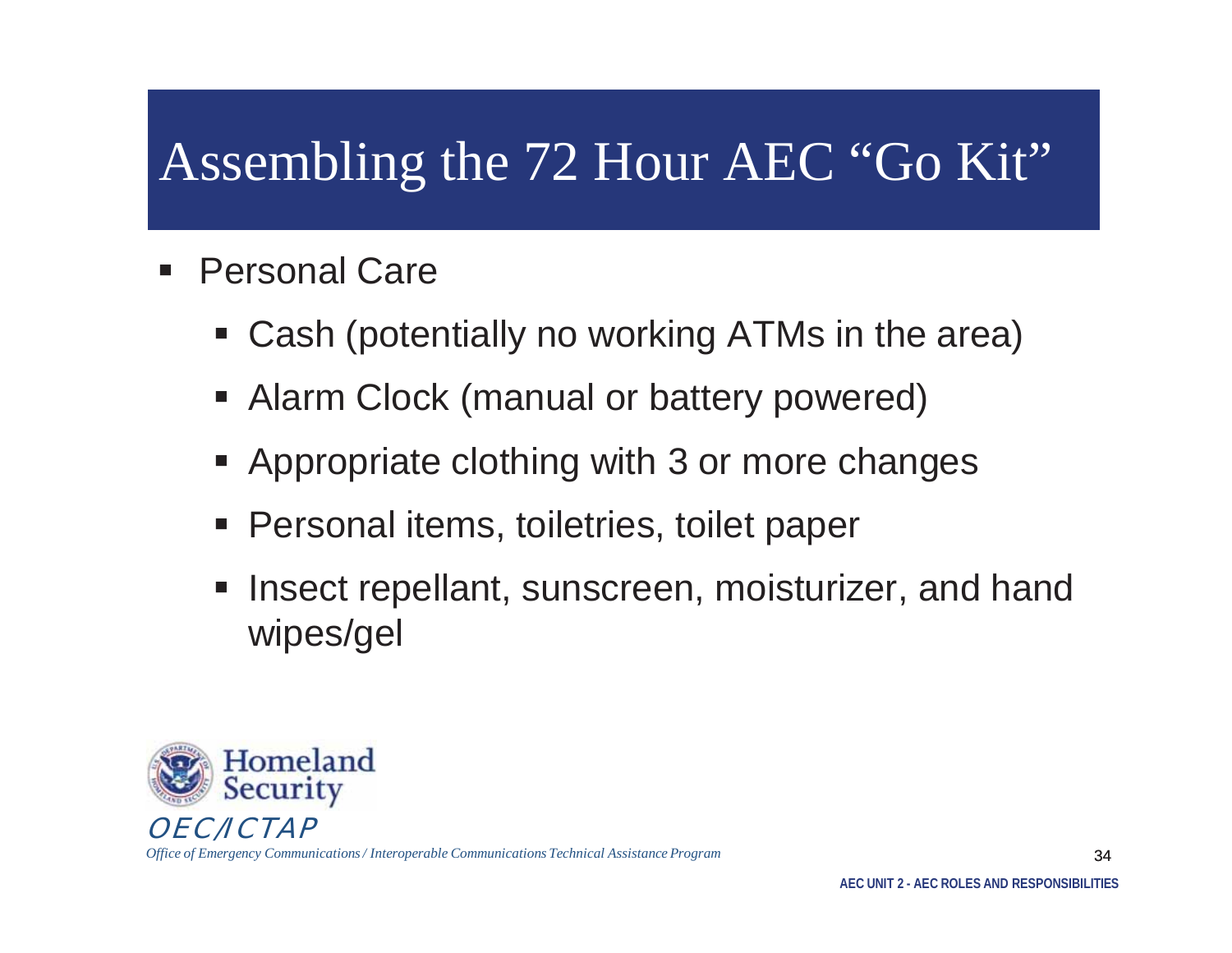# Assembling the 72 Hour AEC "Go Kit"

- Personal Care
  - Cash (potentially no working ATMs in the area)
  - Alarm Clock (manual or battery powered)
  - Appropriate clothing with 3 or more changes
  - Personal items, toiletries, toilet paper
  - Insect repellant, sunscreen, moisturizer, and hand wipes/gel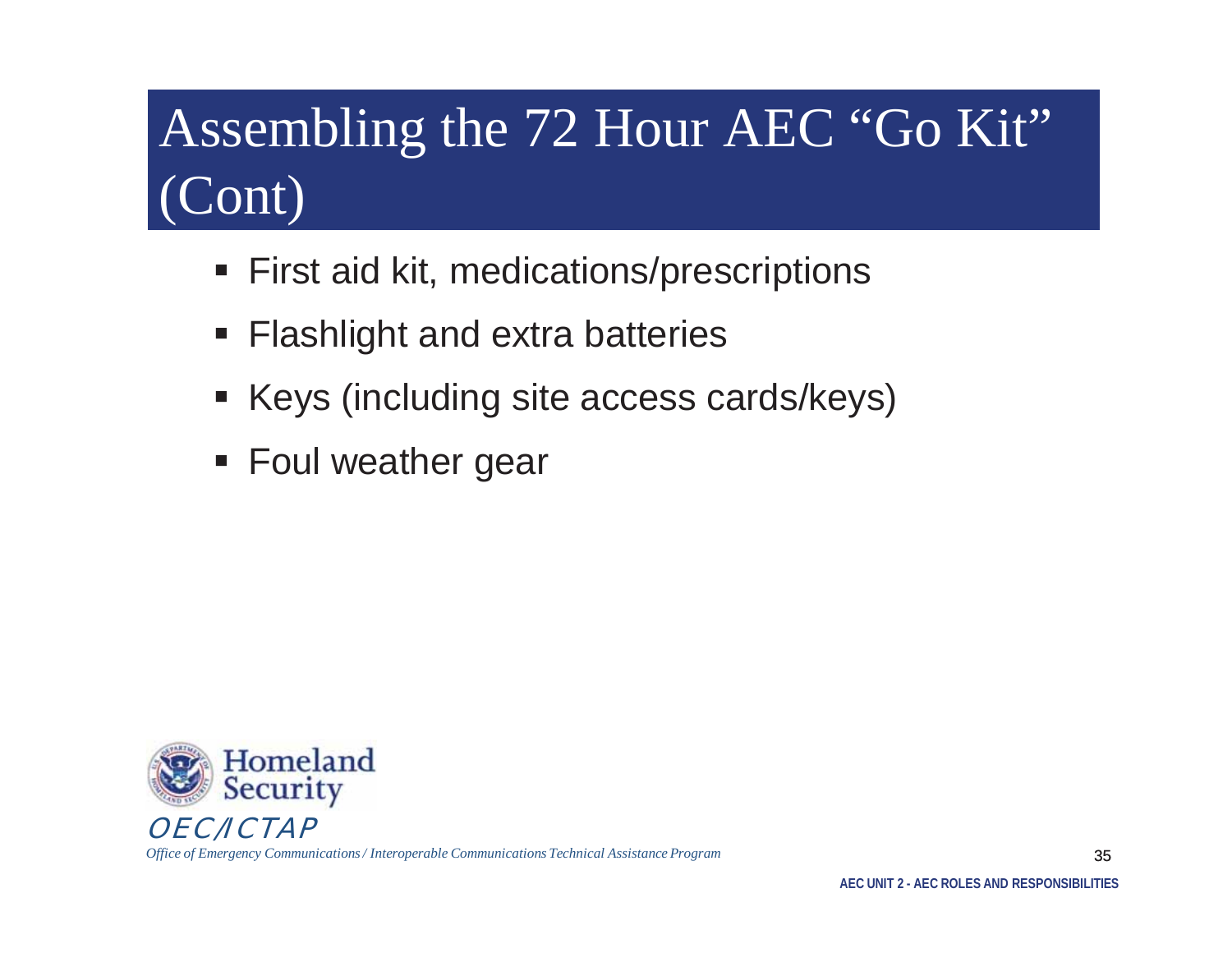# Assembling the 72 Hour AEC "Go Kit" (Cont)

- First aid kit, medications/prescriptions
- Flashlight and extra batteries
- Keys (including site access cards/keys)
- Foul weather gear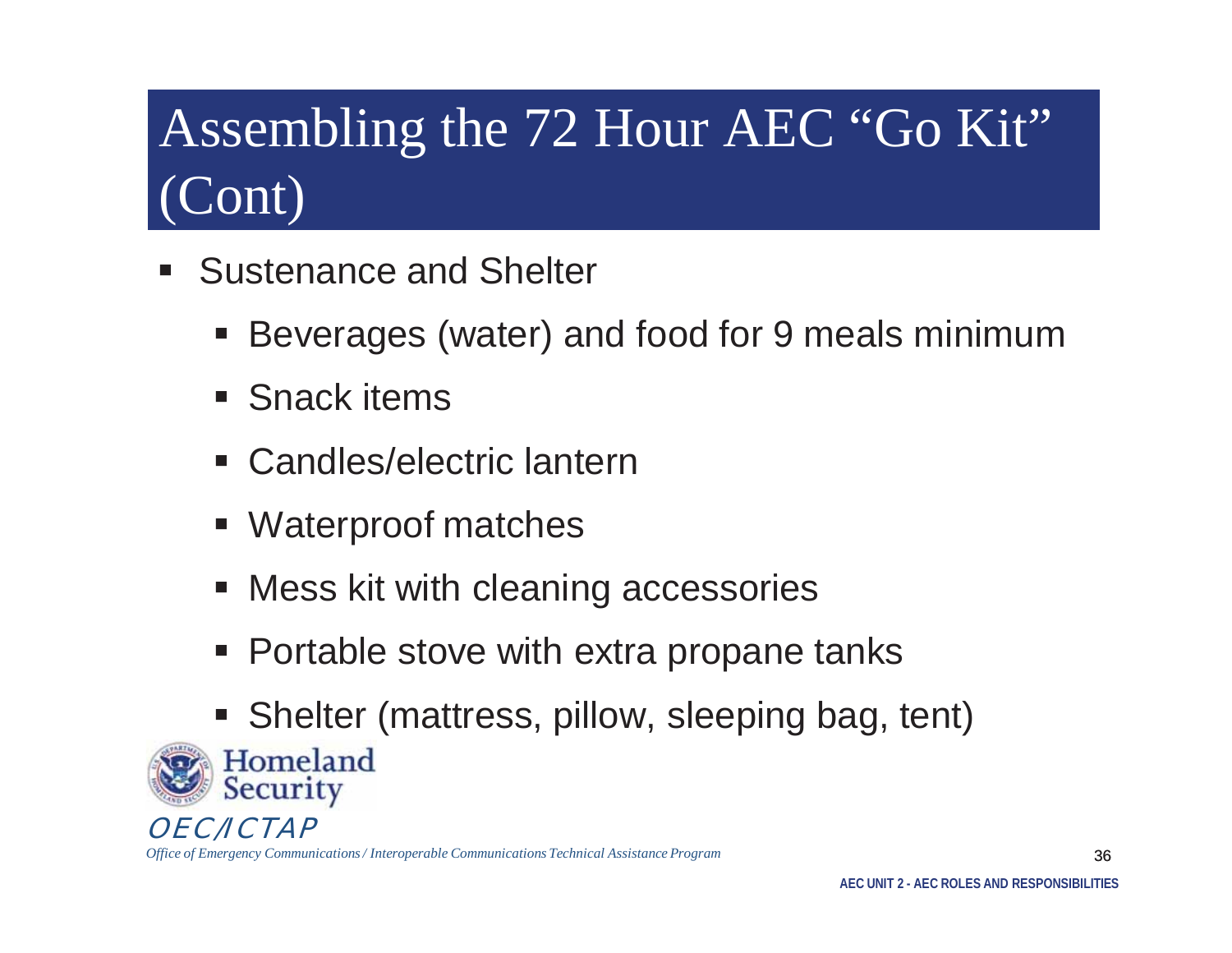# Assembling the 72 Hour AEC "Go Kit" (Cont)

- Sustenance and Shelter
  - Beverages (water) and food for 9 meals minimum
  - Snack items
  - Candles/electric lantern
  - Waterproof matches
  - Mess kit with cleaning accessories
  - Portable stove with extra propane tanks
  - Shelter (mattress, pillow, sleeping bag, tent)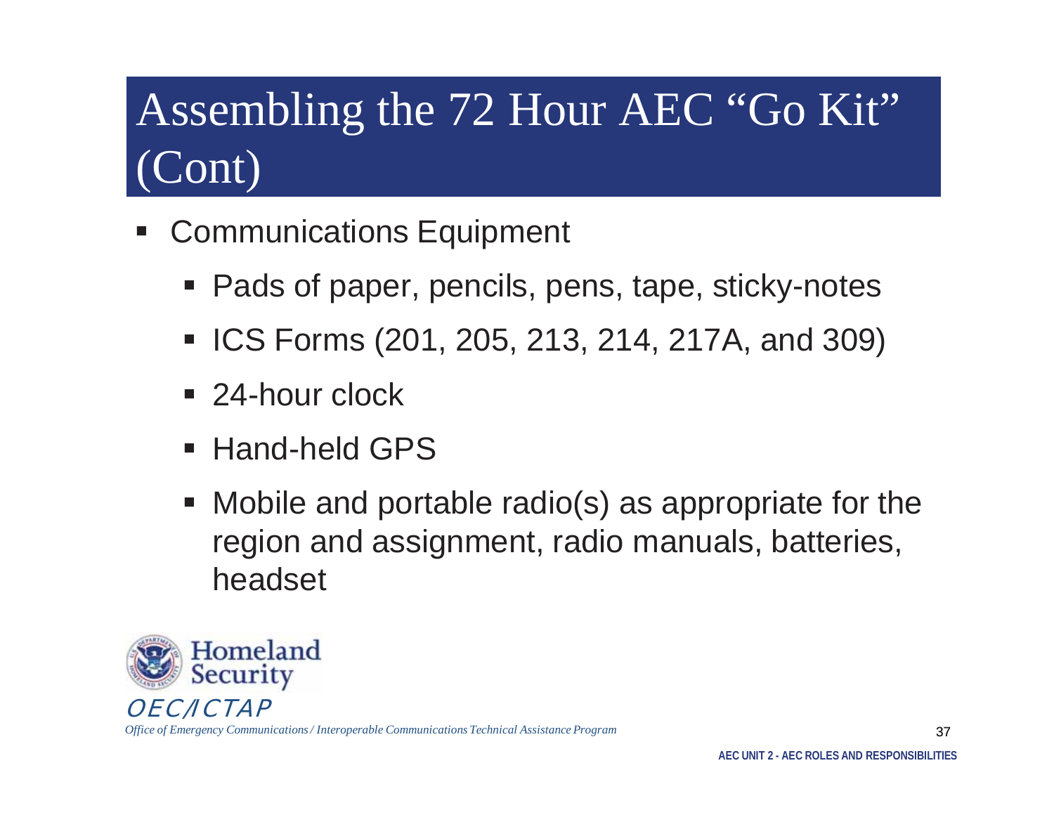# Assembling the 72 Hour AEC "Go Kit" (Cont)

- Communications Equipment
  - Pads of paper, pencils, pens, tape, sticky-notes
  - ICS Forms (201, 205, 213, 214, 217A, and 309)
  - 24-hour clock
  - Hand-held GPS
  - Mobile and portable radio(s) as appropriate for the region and assignment, radio manuals, batteries, headset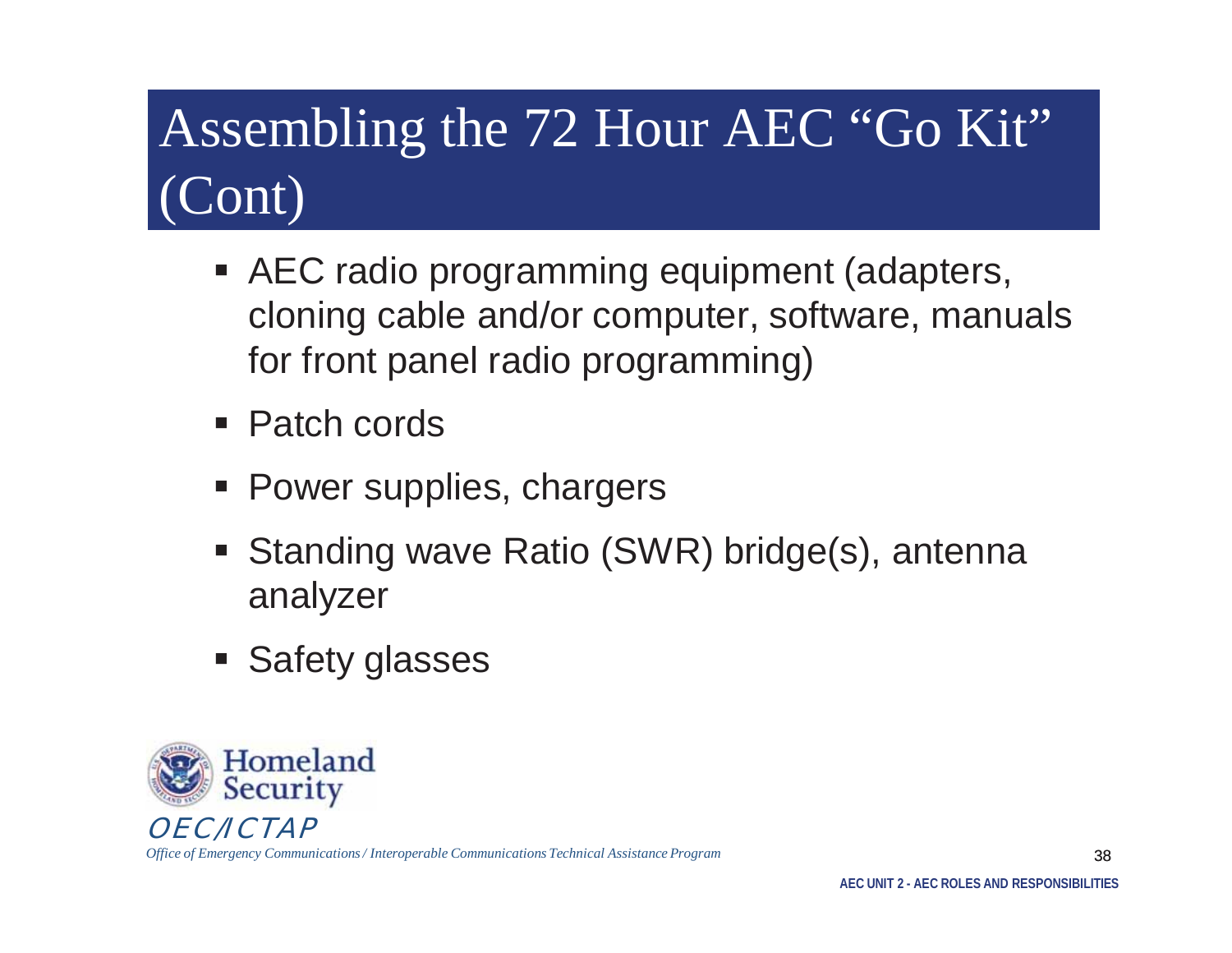# Assembling the 72 Hour AEC "Go Kit" (Cont)

- AEC radio programming equipment (adapters, cloning cable and/or computer, software, manuals for front panel radio programming)
- Patch cords
- Power supplies, chargers
- Standing wave Ratio (SWR) bridge(s), antenna analyzer
- Safety glasses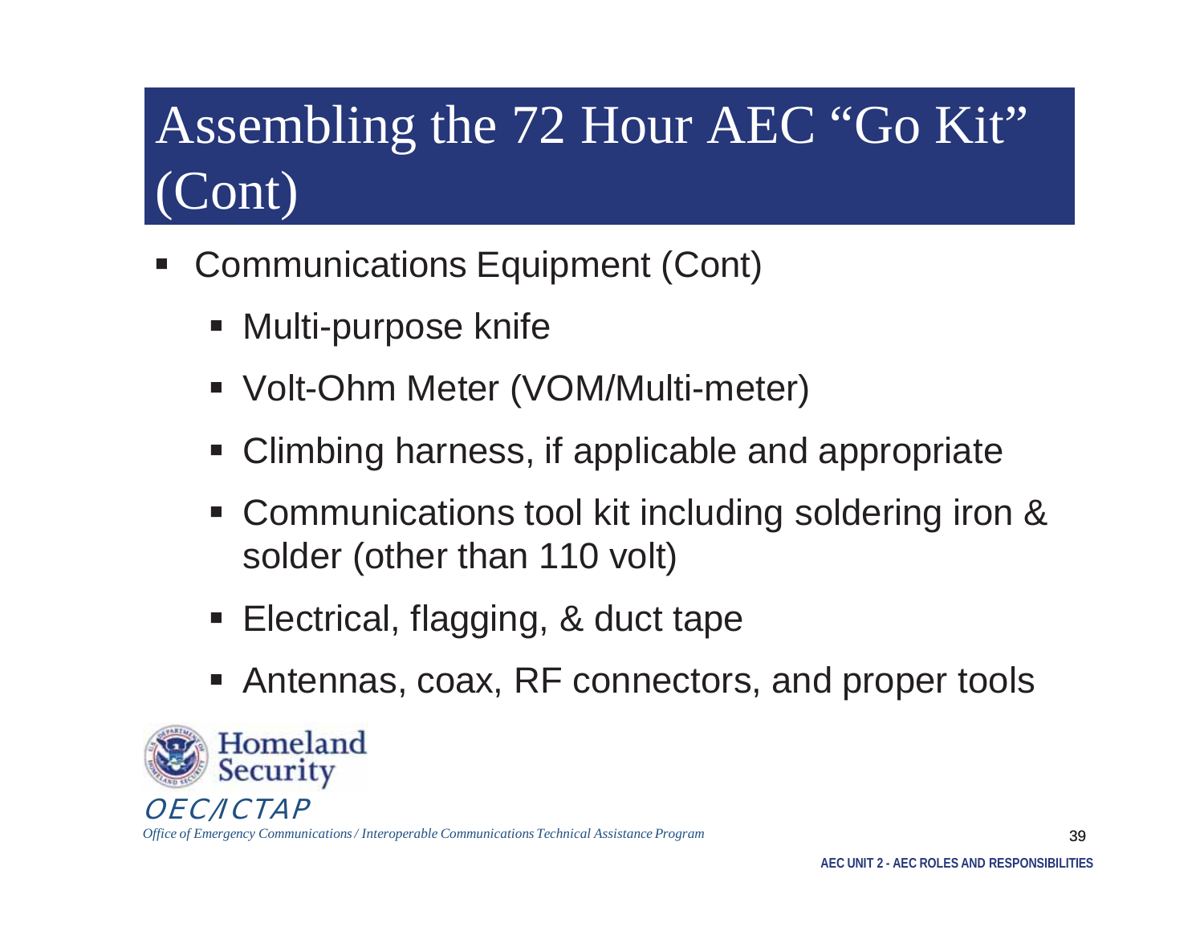# Assembling the 72 Hour AEC "Go Kit" (Cont)

- Communications Equipment (Cont)
  - Multi-purpose knife
  - Volt-Ohm Meter (VOM/Multi-meter)
  - Climbing harness, if applicable and appropriate
  - Communications tool kit including soldering iron & solder (other than 110 volt)
  - Electrical, flagging, & duct tape
  - Antennas, coax, RF connectors, and proper tools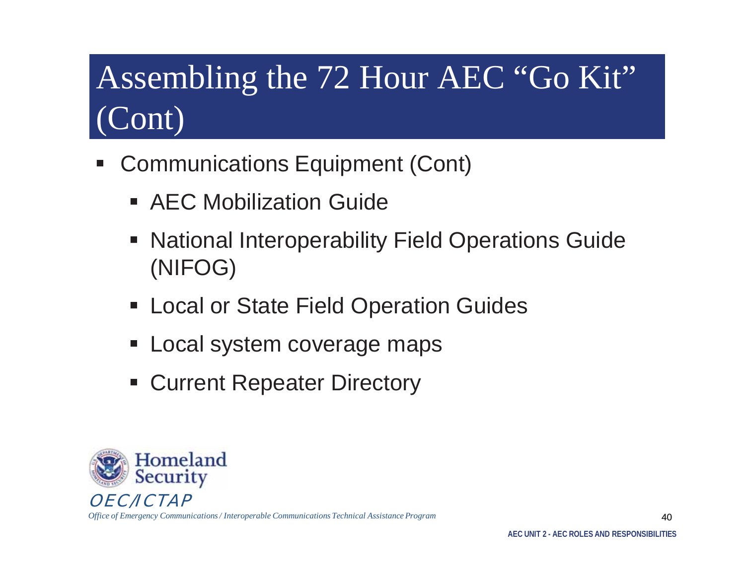# Assembling the 72 Hour AEC "Go Kit" (Cont)

- Communications Equipment (Cont)
  - AEC Mobilization Guide
  - National Interoperability Field Operations Guide (NIFOG)
  - Local or State Field Operation Guides
  - Local system coverage maps
  - Current Repeater Directory

Homeland Security

OEC/ICTAP

*Office of Emergency Communications / Interoperable Communications Technical Assistance Program*